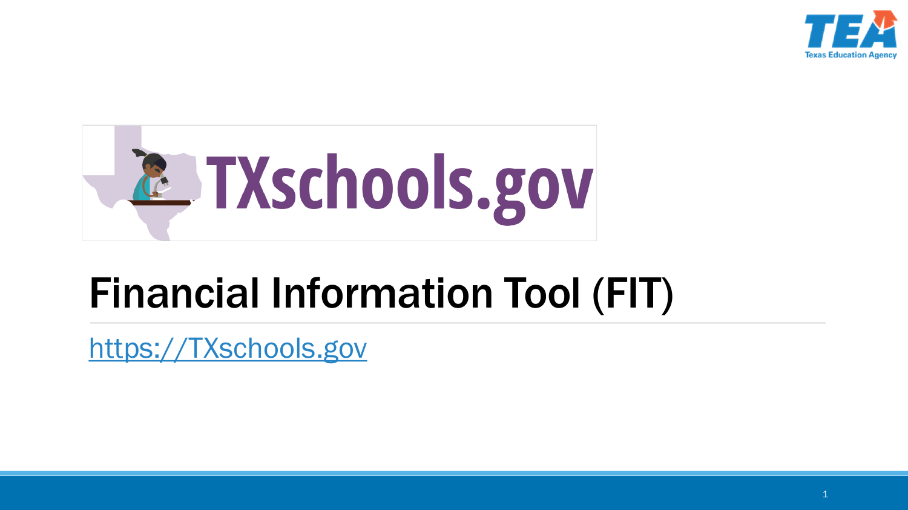# Financial Information Tool (FIT)

https://TXschools.gov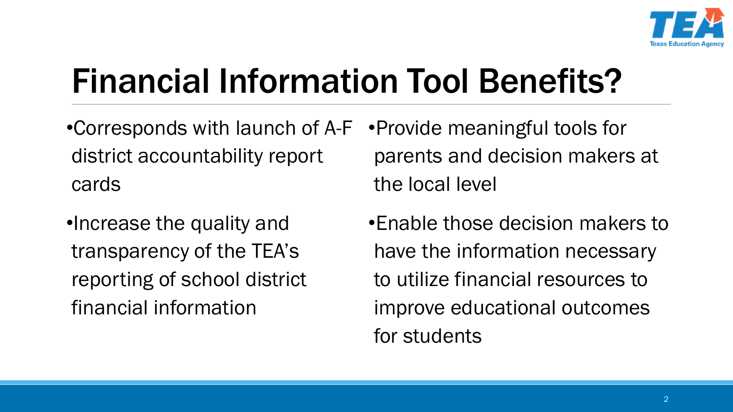# Financial Information Tool Benefits?

- Corresponds with launch of A-F district accountability report cards
- Increase the quality and transparency of the TEA's reporting of school district financial information
- Provide meaningful tools for parents and decision makers at the local level
- Enable those decision makers to have the information necessary to utilize financial resources to improve educational outcomes for students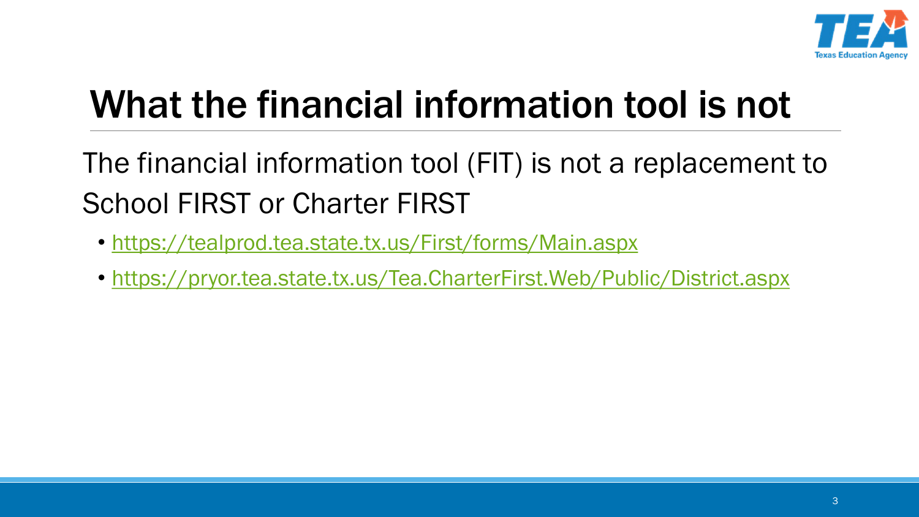# What the financial information tool is not

The financial information tool (FIT) is not a replacement to School FIRST or Charter FIRST

- https://tealprod.tea.state.tx.us/First/forms/Main.aspx
- https://pryor.tea.state.tx.us/Tea.CharterFirst.Web/Public/District.aspx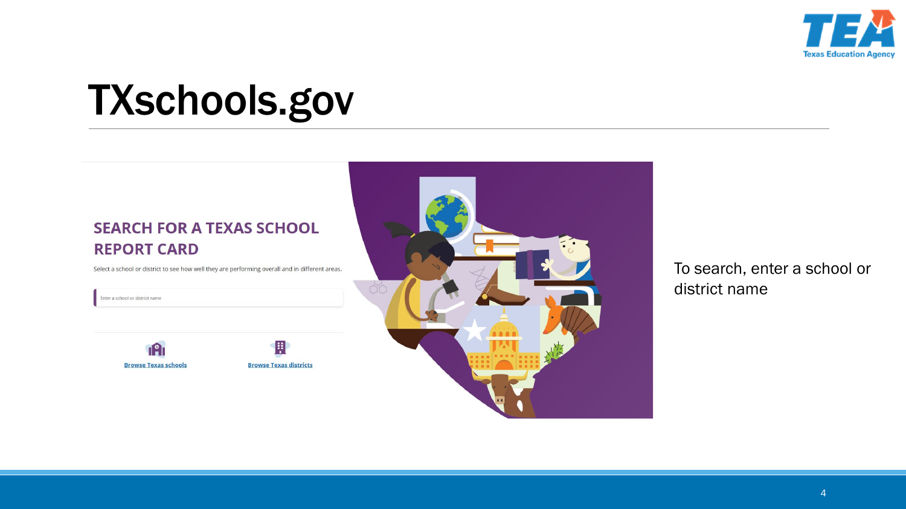# TXschools.gov

## SEARCH FOR A TEXAS SCHOOL REPORT CARD

Select a school or district to see how well they are performing overall and in different areas.

Enter a school or district name

Browse Texas schools

Browse Texas districts

To search, enter a school or district name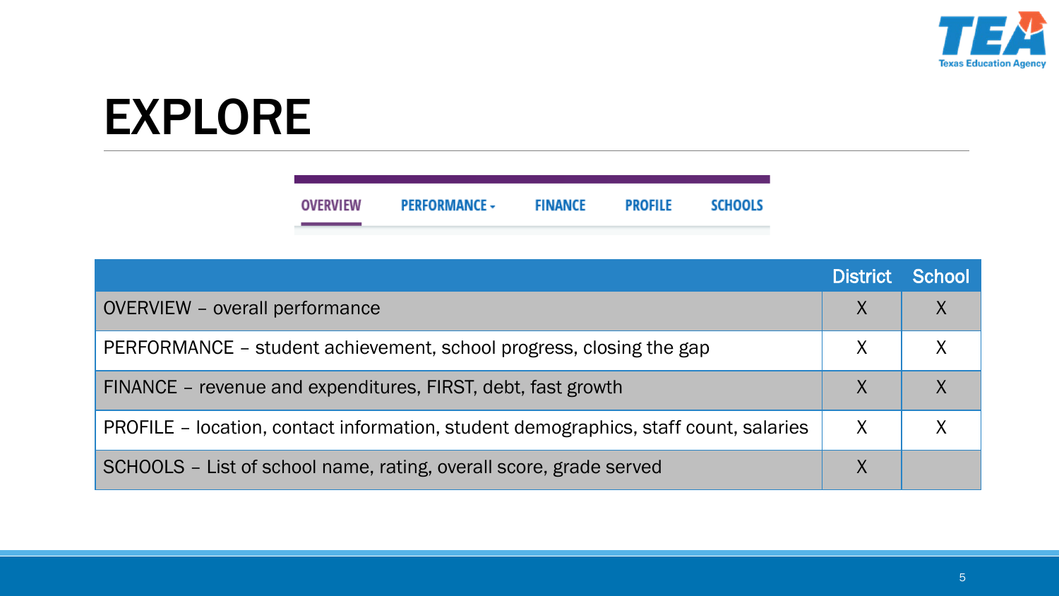# EXPLORE

OVERVIEW PERFORMANCE FINANCE PROFILE SCHOOLS

| | District | School |
|---|---|---|
| OVERVIEW – overall performance | X | X |
| PERFORMANCE – student achievement, school progress, closing the gap | X | X |
| FINANCE – revenue and expenditures, FIRST, debt, fast growth | X | X |
| PROFILE – location, contact information, student demographics, staff count, salaries | X | X |
| SCHOOLS – List of school name, rating, overall score, grade served | X | |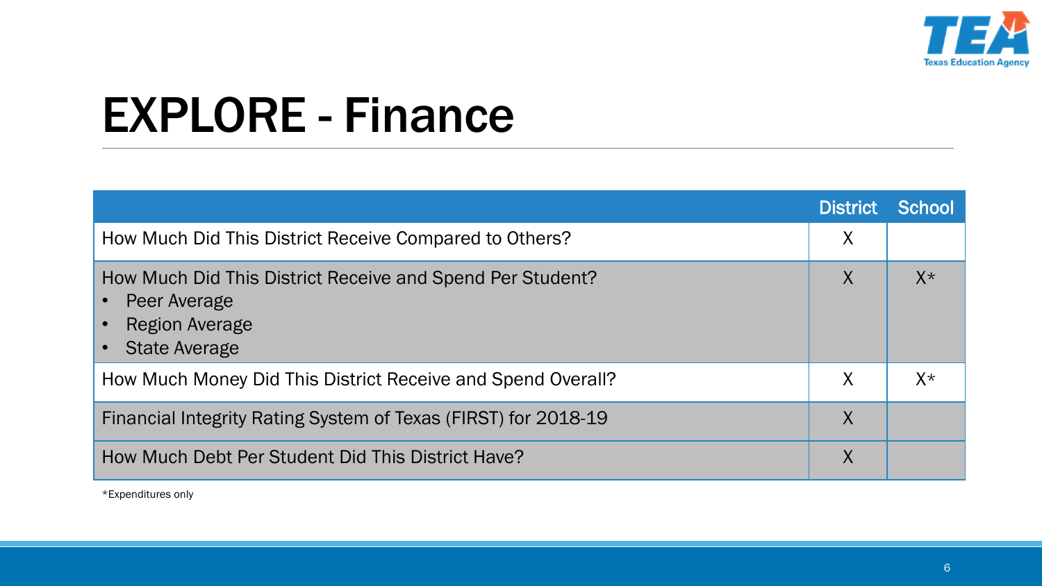# EXPLORE - Finance

| | District | School |
|---|---|---|
| How Much Did This District Receive Compared to Others? | X | |
| How Much Did This District Receive and Spend Per Student?<br>• Peer Average<br>• Region Average<br>• State Average | X | X* |
| How Much Money Did This District Receive and Spend Overall? | X | X* |
| Financial Integrity Rating System of Texas (FIRST) for 2018-19 | X | |
| How Much Debt Per Student Did This District Have? | X | |

*Expenditures only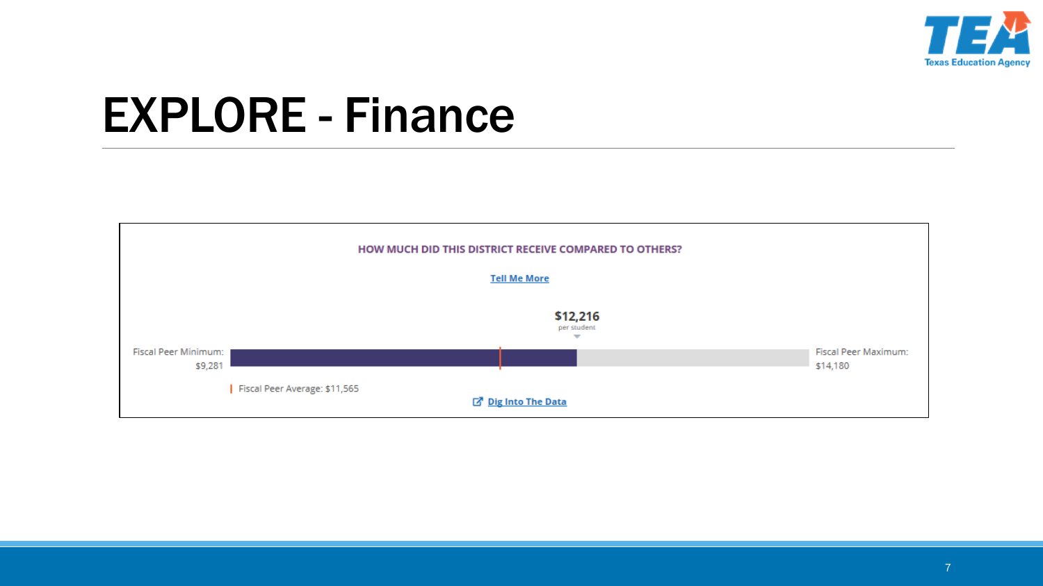# EXPLORE - Finance

**HOW MUCH DID THIS DISTRICT RECEIVE COMPARED TO OTHERS?**

Tell Me More

**$12,216**
per student

Fiscal Peer Minimum: $9,281

Fiscal Peer Maximum: $14,180

| Fiscal Peer Average: $11,565

Dig Into The Data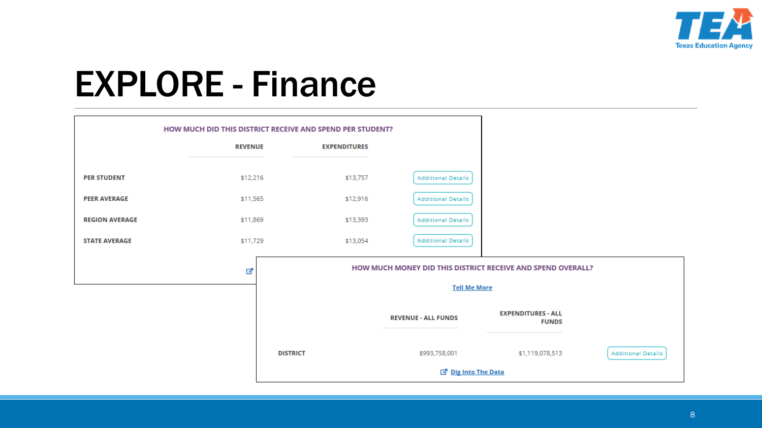# EXPLORE - Finance

**HOW MUCH DID THIS DISTRICT RECEIVE AND SPEND PER STUDENT?**

| | REVENUE | EXPENDITURES | |
|---|---|---|---|
| **PER STUDENT** | $12,216 | $13,757 | Additional Details |
| **PEER AVERAGE** | $11,565 | $12,916 | Additional Details |
| **REGION AVERAGE** | $11,869 | $13,393 | Additional Details |
| **STATE AVERAGE** | $11,729 | $13,054 | Additional Details |

**HOW MUCH MONEY DID THIS DISTRICT RECEIVE AND SPEND OVERALL?**

Tell Me More

| | REVENUE - ALL FUNDS | EXPENDITURES - ALL FUNDS | |
|---|---|---|---|
| **DISTRICT** | $993,758,001 | $1,119,078,513 | Additional Details |

Dig Into The Data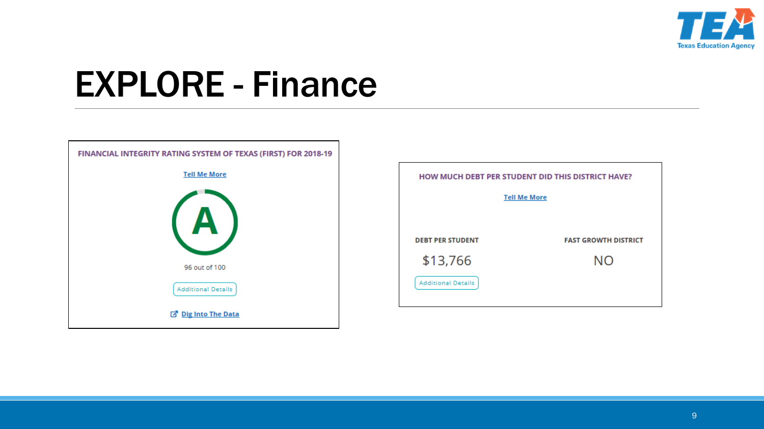# EXPLORE - Finance

**FINANCIAL INTEGRITY RATING SYSTEM OF TEXAS (FIRST) FOR 2018-19**

Tell Me More

A

96 out of 100

Additional Details

Dig Into The Data

**HOW MUCH DEBT PER STUDENT DID THIS DISTRICT HAVE?**

Tell Me More

| DEBT PER STUDENT | FAST GROWTH DISTRICT |
| --- | --- |
| $13,766 | NO |

Additional Details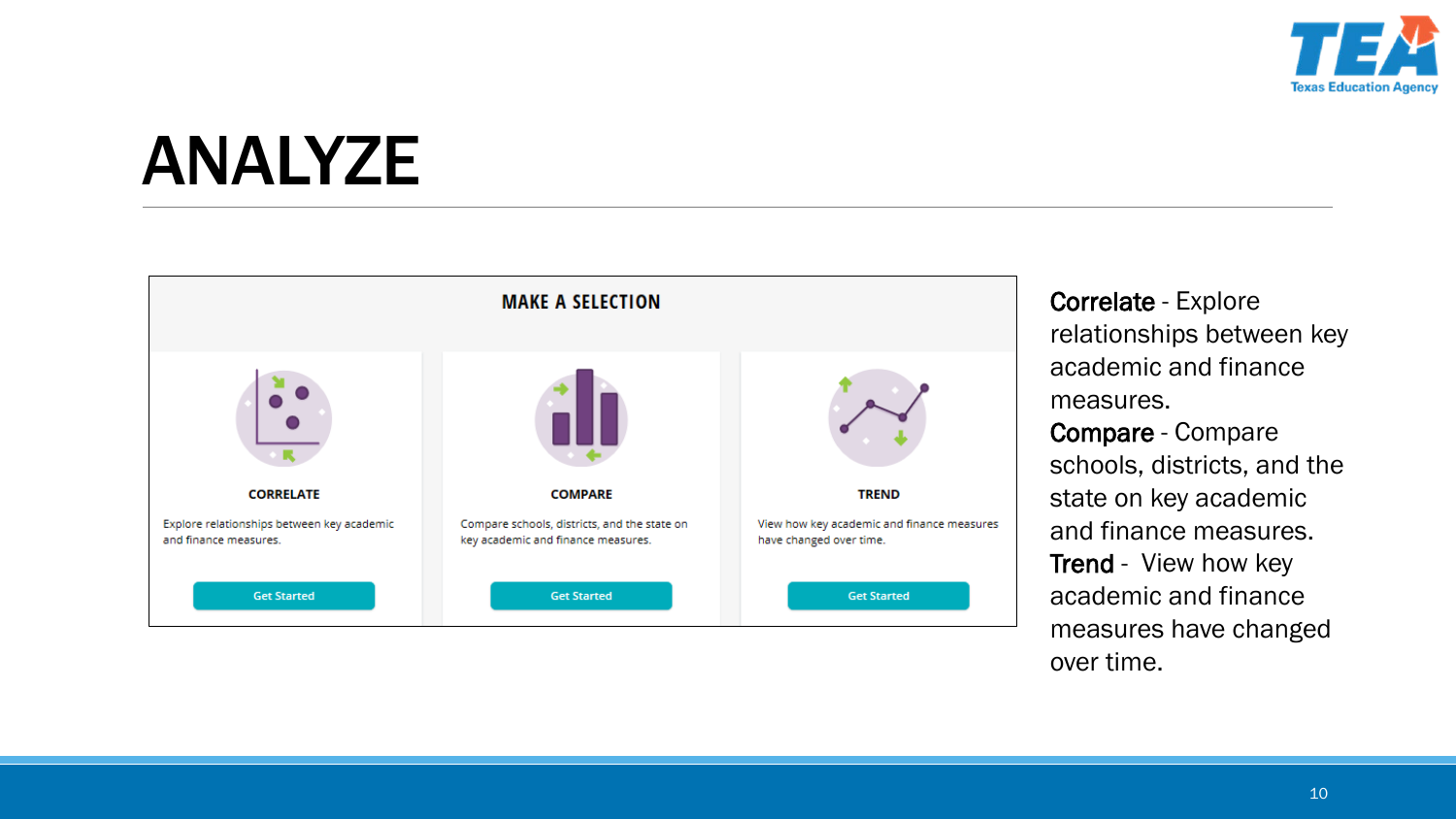# ANALYZE

**MAKE A SELECTION**

**CORRELATE**

Explore relationships between key academic and finance measures.

Get Started

**COMPARE**

Compare schools, districts, and the state on key academic and finance measures.

Get Started

**TREND**

View how key academic and finance measures have changed over time.

Get Started

**Correlate** - Explore relationships between key academic and finance measures.

**Compare** - Compare schools, districts, and the state on key academic and finance measures.

**Trend** - View how key academic and finance measures have changed over time.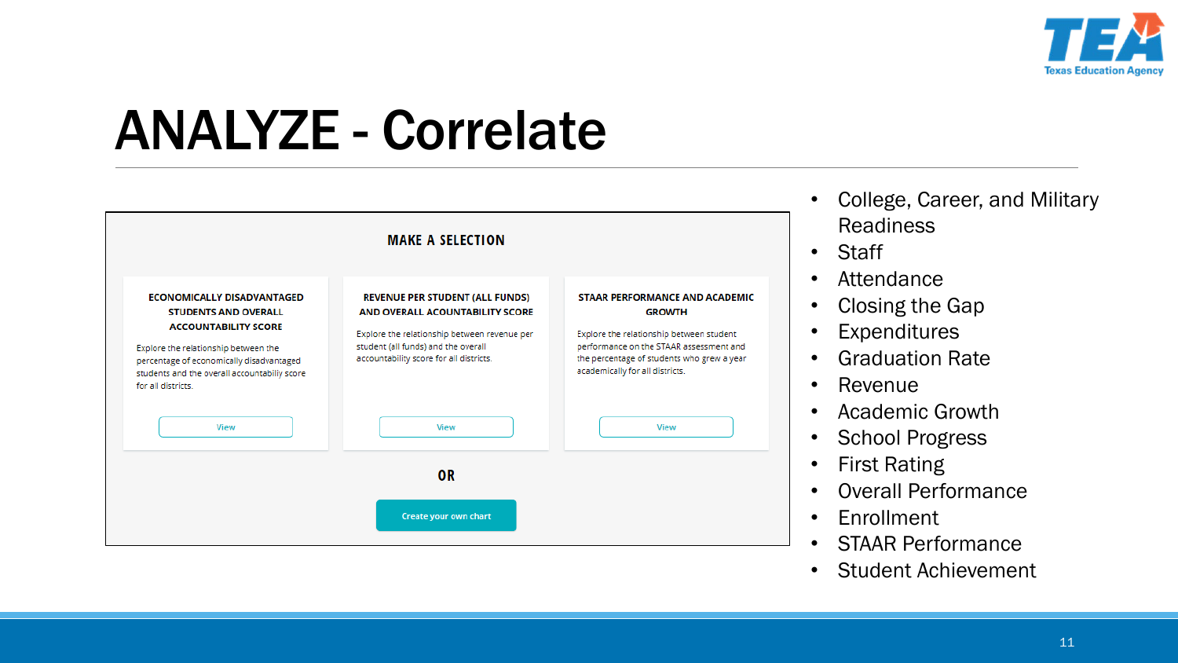# ANALYZE - Correlate

**MAKE A SELECTION**

**ECONOMICALLY DISADVANTAGED STUDENTS AND OVERALL ACCOUNTABILITY SCORE**

Explore the relationship between the percentage of economically disadvantaged students and the overall accountabiliy score for all districts.

View

**REVENUE PER STUDENT (ALL FUNDS) AND OVERALL ACOUNTABILITY SCORE**

Explore the relationship between revenue per student (all funds) and the overall accountability score for all districts.

View

**STAAR PERFORMANCE AND ACADEMIC GROWTH**

Explore the relationship between student performance on the STAAR assessment and the percentage of students who grew a year academically for all districts.

View

**OR**

Create your own chart

- College, Career, and Military Readiness
- Staff
- Attendance
- Closing the Gap
- Expenditures
- Graduation Rate
- Revenue
- Academic Growth
- School Progress
- First Rating
- Overall Performance
- Enrollment
- STAAR Performance
- Student Achievement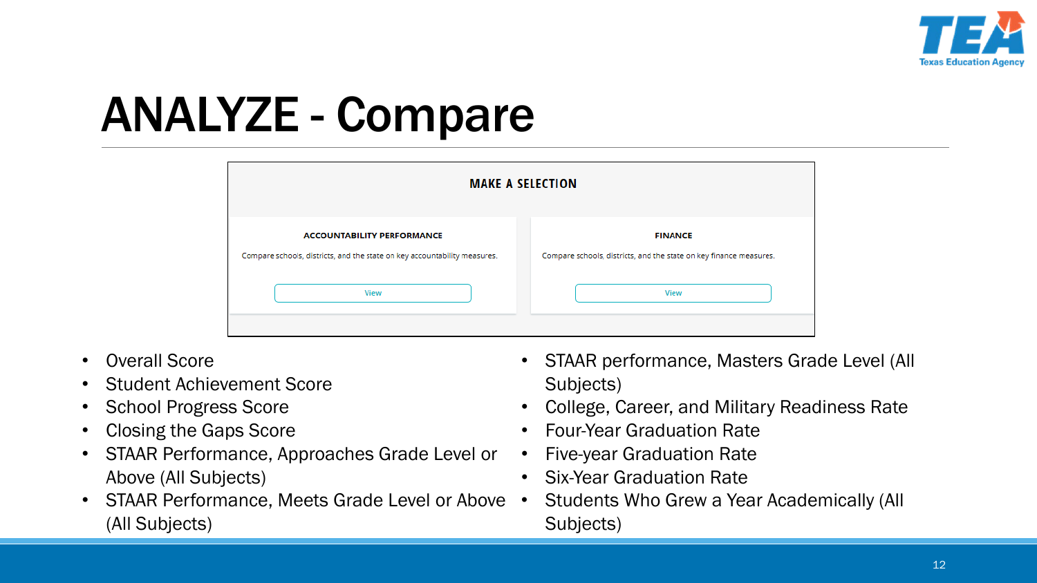# ANALYZE - Compare

**MAKE A SELECTION**

**ACCOUNTABILITY PERFORMANCE**

Compare schools, districts, and the state on key accountability measures.

View

**FINANCE**

Compare schools, districts, and the state on key finance measures.

View

- Overall Score
- Student Achievement Score
- School Progress Score
- Closing the Gaps Score
- STAAR Performance, Approaches Grade Level or Above (All Subjects)
- STAAR Performance, Meets Grade Level or Above (All Subjects)
- STAAR performance, Masters Grade Level (All Subjects)
- College, Career, and Military Readiness Rate
- Four-Year Graduation Rate
- Five-year Graduation Rate
- Six-Year Graduation Rate
- Students Who Grew a Year Academically (All Subjects)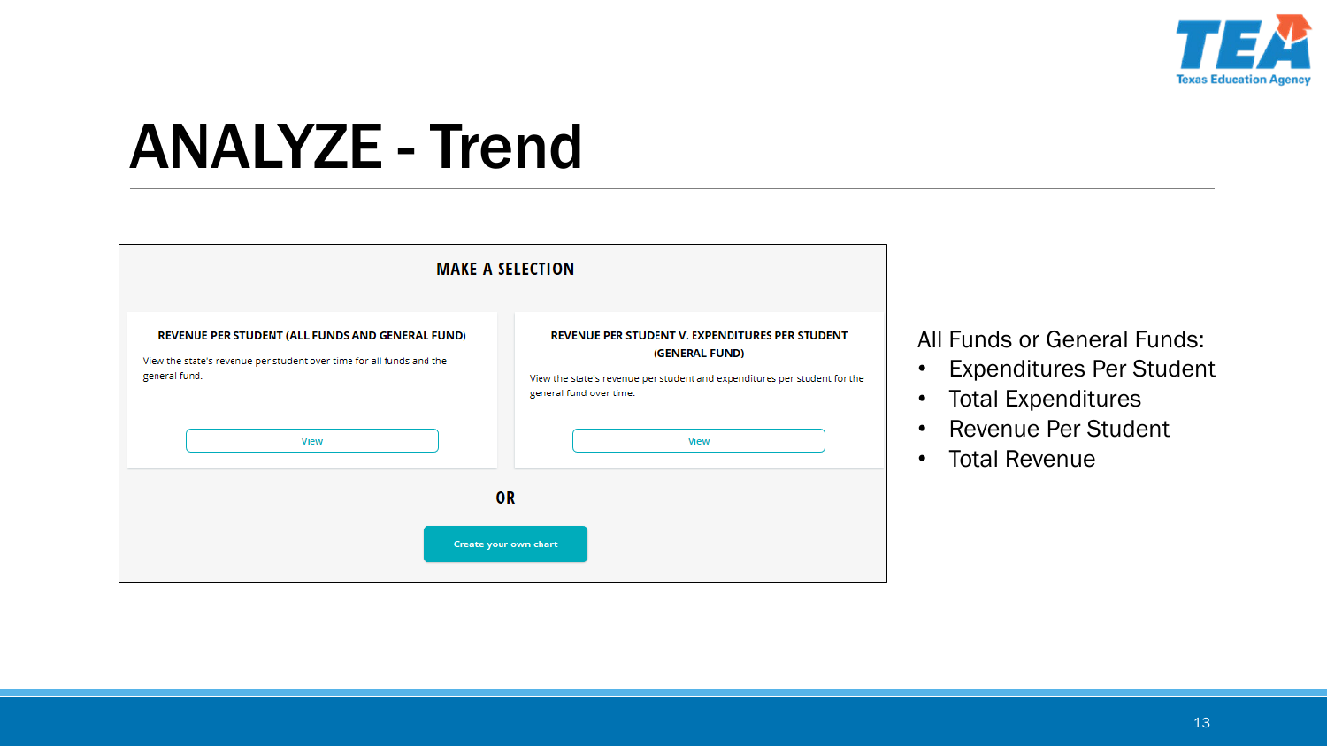# ANALYZE - Trend

## MAKE A SELECTION

**REVENUE PER STUDENT (ALL FUNDS AND GENERAL FUND)**

View the state's revenue per student over time for all funds and the general fund.

View

**REVENUE PER STUDENT V. EXPENDITURES PER STUDENT (GENERAL FUND)**

View the state's revenue per student and expenditures per student for the general fund over time.

View

**OR**

Create your own chart

All Funds or General Funds:

- Expenditures Per Student
- Total Expenditures
- Revenue Per Student
- Total Revenue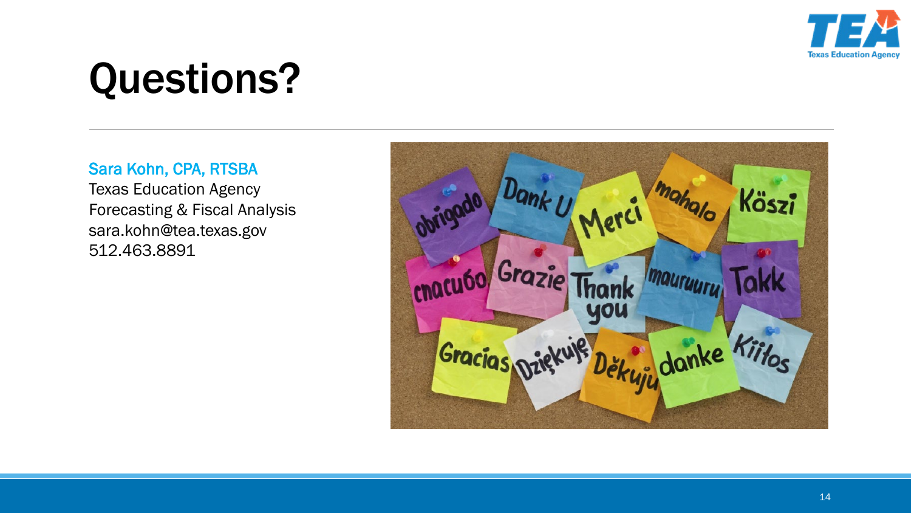# Questions?

Sara Kohn, CPA, RTSBA
Texas Education Agency
Forecasting & Fiscal Analysis
sara.kohn@tea.texas.gov
512.463.8891